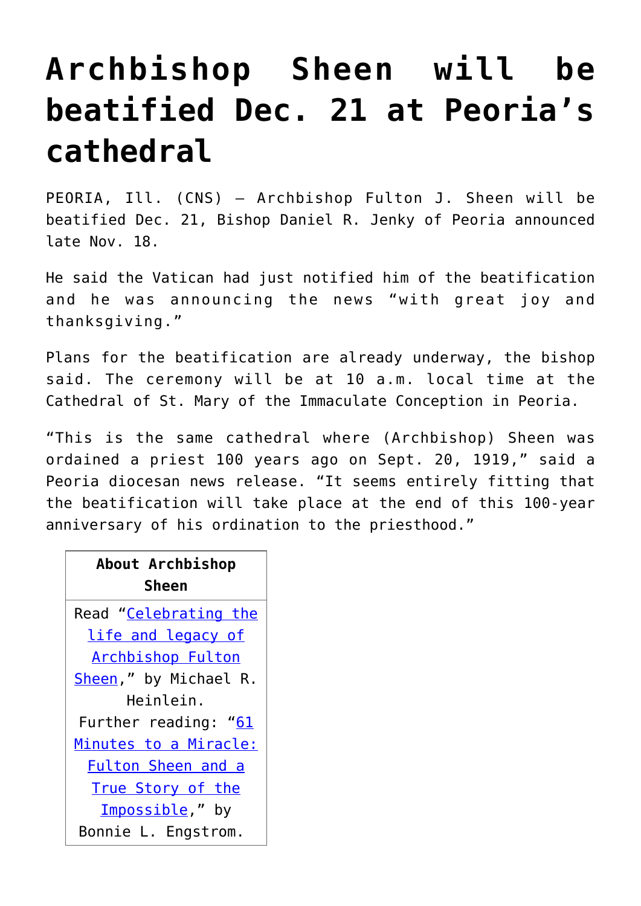# Archbishop Sheen will be beatified Dec. 21 at Peoria's cathedral

PEORIA, Ill. (CNS) — Archbishop Fulton J. Sheen will be beatified Dec. 21, Bishop Daniel R. Jenky of Peoria announced late Nov. 18.

He said the Vatican had just notified him of the beatification and he was announcing the news "with great joy and thanksgiving."

Plans for the beatification are already underway, the bishop said. The ceremony will be at 10 a.m. local time at the Cathedral of St. Mary of the Immaculate Conception in Peoria.

"This is the same cathedral where (Archbishop) Sheen was ordained a priest 100 years ago on Sept. 20, 1919," said a Peoria diocesan news release. "It seems entirely fitting that the beatification will take place at the end of this 100-year anniversary of his ordination to the priesthood."

| About Archbishop Sheen |
| --- |
| Read "Celebrating the life and legacy of Archbishop Fulton Sheen," by Michael R. Heinlein. Further reading: "61 Minutes to a Miracle: Fulton Sheen and a True Story of the Impossible," by Bonnie L. Engstrom. |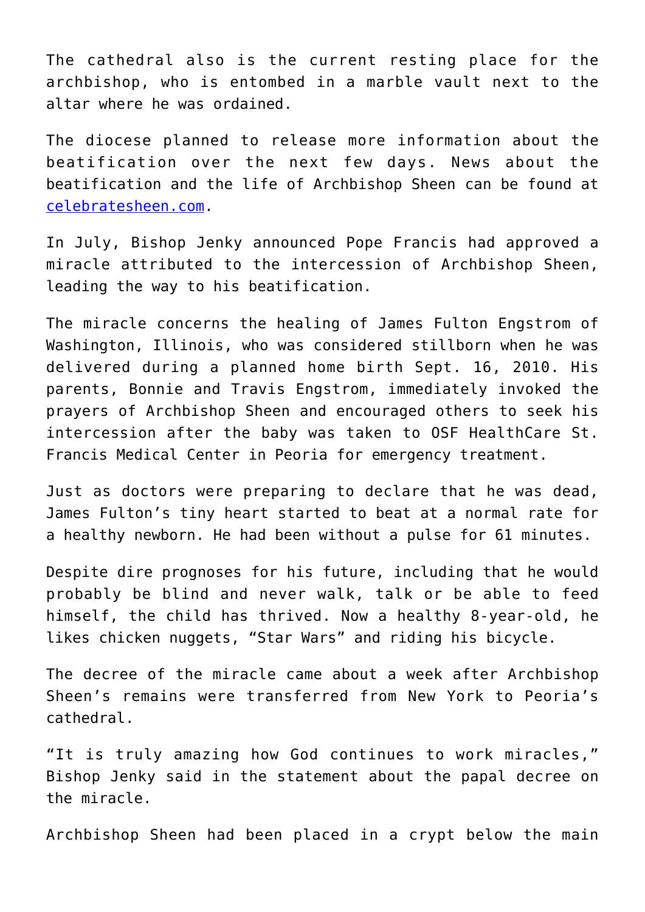The cathedral also is the current resting place for the archbishop, who is entombed in a marble vault next to the altar where he was ordained.

The diocese planned to release more information about the beatification over the next few days. News about the beatification and the life of Archbishop Sheen can be found at [celebratesheen.com](celebratesheen.com).

In July, Bishop Jenky announced Pope Francis had approved a miracle attributed to the intercession of Archbishop Sheen, leading the way to his beatification.

The miracle concerns the healing of James Fulton Engstrom of Washington, Illinois, who was considered stillborn when he was delivered during a planned home birth Sept. 16, 2010. His parents, Bonnie and Travis Engstrom, immediately invoked the prayers of Archbishop Sheen and encouraged others to seek his intercession after the baby was taken to OSF HealthCare St. Francis Medical Center in Peoria for emergency treatment.

Just as doctors were preparing to declare that he was dead, James Fulton's tiny heart started to beat at a normal rate for a healthy newborn. He had been without a pulse for 61 minutes.

Despite dire prognoses for his future, including that he would probably be blind and never walk, talk or be able to feed himself, the child has thrived. Now a healthy 8-year-old, he likes chicken nuggets, "Star Wars" and riding his bicycle.

The decree of the miracle came about a week after Archbishop Sheen's remains were transferred from New York to Peoria's cathedral.

"It is truly amazing how God continues to work miracles," Bishop Jenky said in the statement about the papal decree on the miracle.

Archbishop Sheen had been placed in a crypt below the main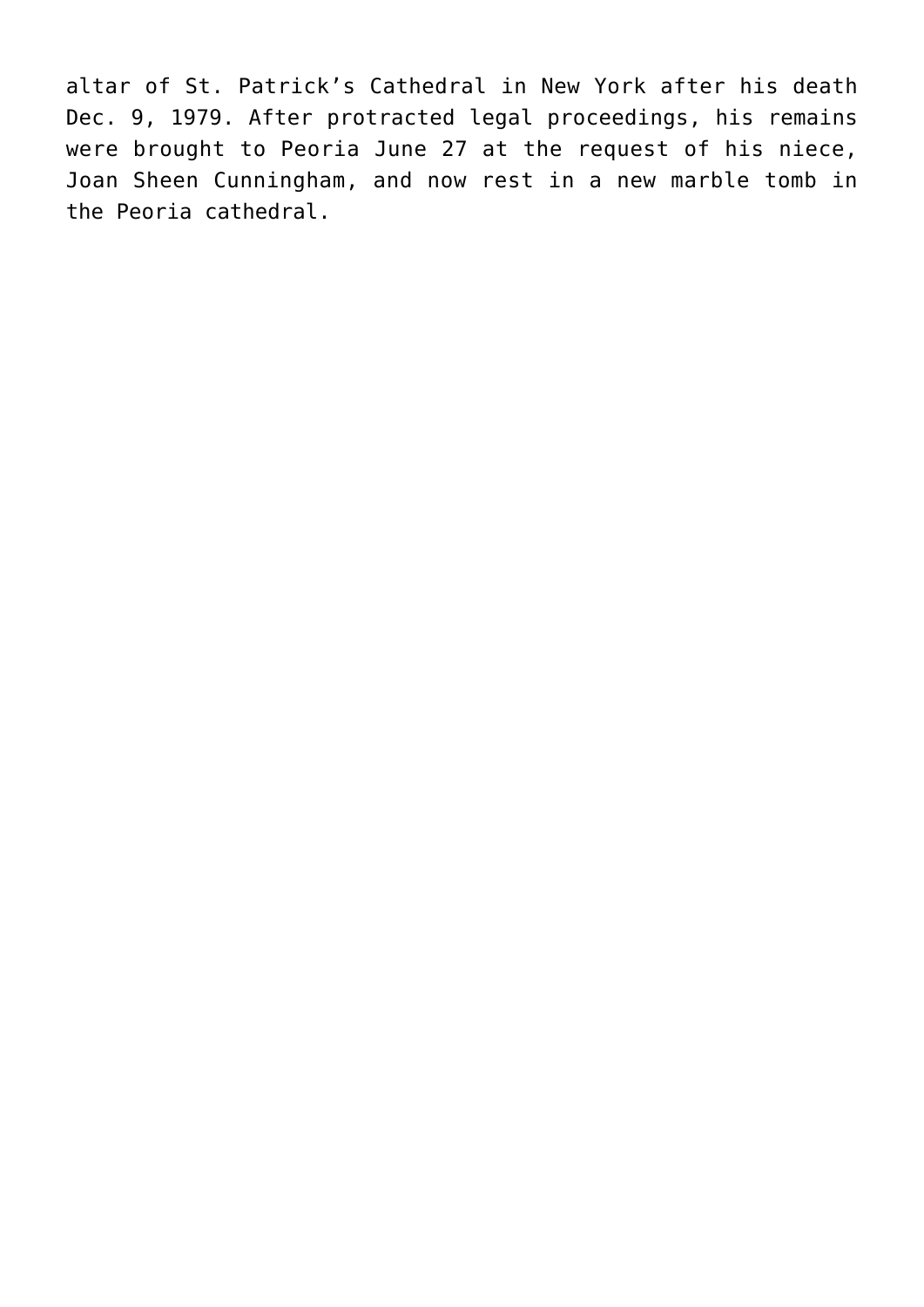altar of St. Patrick’s Cathedral in New York after his death Dec. 9, 1979. After protracted legal proceedings, his remains were brought to Peoria June 27 at the request of his niece, Joan Sheen Cunningham, and now rest in a new marble tomb in the Peoria cathedral.